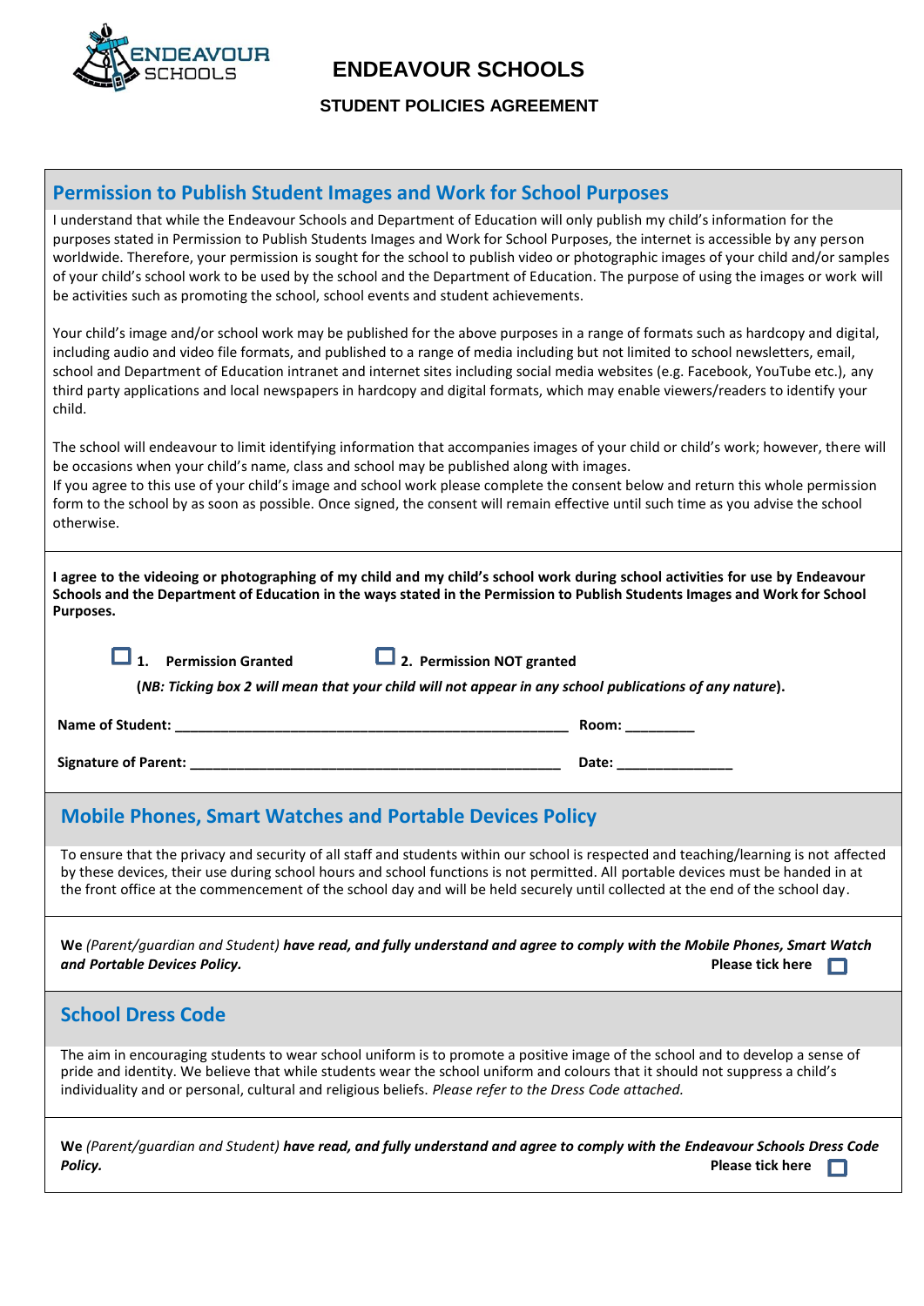# ENDEAVOUR SCHOOLS

### STUDENT POLICIES AGREEMENT

## Permission to Publish Student Images and Work for School Purposes

I understand that while the Endeavour Schools and Department of Education will only publish my child's information for the purposes stated in Permission to Publish Students Images and Work for School Purposes, the internet is accessible by any person worldwide. Therefore, your permission is sought for the school to publish video or photographic images of your child and/or samples of your child's school work to be used by the school and the Department of Education. The purpose of using the images or work will be activities such as promoting the school, school events and student achievements.

Your child's image and/or school work may be published for the above purposes in a range of formats such as hardcopy and digital, including audio and video file formats, and published to a range of media including but not limited to school newsletters, email, school and Department of Education intranet and internet sites including social media websites (e.g. Facebook, YouTube etc.), any third party applications and local newspapers in hardcopy and digital formats, which may enable viewers/readers to identify your child.

The school will endeavour to limit identifying information that accompanies images of your child or child's work; however, there will be occasions when your child's name, class and school may be published along with images.
If you agree to this use of your child's image and school work please complete the consent below and return this whole permission form to the school by as soon as possible. Once signed, the consent will remain effective until such time as you advise the school otherwise.

**I agree to the videoing or photographing of my child and my child's school work during school activities for use by Endeavour Schools and the Department of Education in the ways stated in the Permission to Publish Students Images and Work for School Purposes.**

☐ **1. Permission Granted** ☐ **2. Permission NOT granted**

**(*NB: Ticking box 2 will mean that your child will not appear in any school publications of any nature*).**

**Name of Student:** ____________________________________________ **Room:** _________

**Signature of Parent:** __________________________________________ **Date:** _______________

## Mobile Phones, Smart Watches and Portable Devices Policy

To ensure that the privacy and security of all staff and students within our school is respected and teaching/learning is not affected by these devices, their use during school hours and school functions is not permitted. All portable devices must be handed in at the front office at the commencement of the school day and will be held securely until collected at the end of the school day.

**We** *(Parent/guardian and Student)* ***have read, and fully understand and agree to comply with the Mobile Phones, Smart Watch and Portable Devices Policy.*** **Please tick here** ☐

## School Dress Code

The aim in encouraging students to wear school uniform is to promote a positive image of the school and to develop a sense of pride and identity. We believe that while students wear the school uniform and colours that it should not suppress a child's individuality and or personal, cultural and religious beliefs. *Please refer to the Dress Code attached.*

**We** *(Parent/guardian and Student)* ***have read, and fully understand and agree to comply with the Endeavour Schools Dress Code Policy.*** **Please tick here** ☐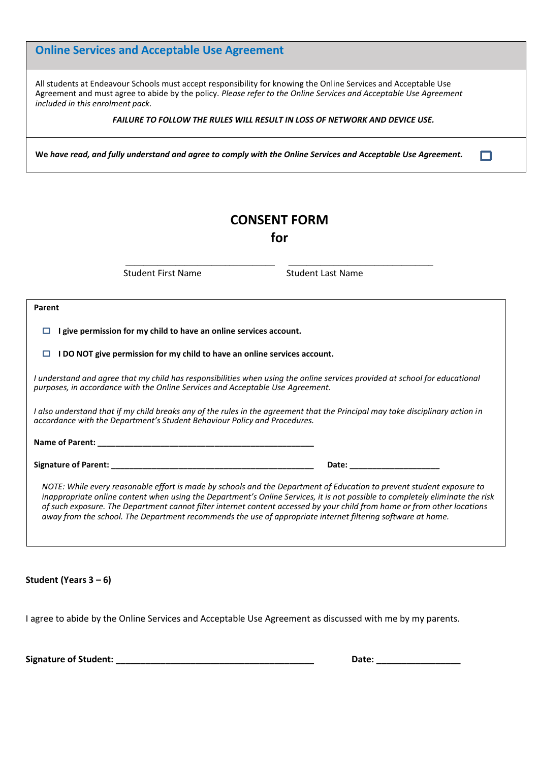## Online Services and Acceptable Use Agreement

All students at Endeavour Schools must accept responsibility for knowing the Online Services and Acceptable Use Agreement and must agree to abide by the policy. *Please refer to the Online Services and Acceptable Use Agreement included in this enrolment pack.*

***FAILURE TO FOLLOW THE RULES WILL RESULT IN LOSS OF NETWORK AND DEVICE USE.***

**We *have read, and fully understand and agree to comply with the Online Services and Acceptable Use Agreement.*** ☐

# CONSENT FORM
## for

\_\_\_\_\_\_\_\_\_\_\_\_\_\_\_\_\_\_\_\_\_\_\_\_\_\_\_\_\_\_ \_\_\_\_\_\_\_\_\_\_\_\_\_\_\_\_\_\_\_\_\_\_\_\_\_\_\_\_\_\_

Student First Name Student Last Name

**Parent**

☐ **I give permission for my child to have an online services account.**

☐ **I DO NOT give permission for my child to have an online services account.**

*I understand and agree that my child has responsibilities when using the online services provided at school for educational purposes, in accordance with the Online Services and Acceptable Use Agreement.*

*I also understand that if my child breaks any of the rules in the agreement that the Principal may take disciplinary action in accordance with the Department's Student Behaviour Policy and Procedures.*

**Name of Parent:** \_\_\_\_\_\_\_\_\_\_\_\_\_\_\_\_\_\_\_\_\_\_\_\_\_\_\_\_\_\_\_\_\_\_\_\_\_\_\_\_\_\_\_\_\_\_\_\_

**Signature of Parent:** \_\_\_\_\_\_\_\_\_\_\_\_\_\_\_\_\_\_\_\_\_\_\_\_\_\_\_\_\_\_\_\_\_\_\_\_\_\_\_\_\_\_\_\_\_ **Date:** \_\_\_\_\_\_\_\_\_\_\_\_\_\_\_\_\_\_\_\_

*NOTE: While every reasonable effort is made by schools and the Department of Education to prevent student exposure to inappropriate online content when using the Department's Online Services, it is not possible to completely eliminate the risk of such exposure. The Department cannot filter internet content accessed by your child from home or from other locations away from the school. The Department recommends the use of appropriate internet filtering software at home.*

**Student (Years 3 – 6)**

I agree to abide by the Online Services and Acceptable Use Agreement as discussed with me by my parents.

**Signature of Student:** \_\_\_\_\_\_\_\_\_\_\_\_\_\_\_\_\_\_\_\_\_\_\_\_\_\_\_\_\_\_\_\_\_\_\_\_\_\_\_\_\_\_ **Date:** \_\_\_\_\_\_\_\_\_\_\_\_\_\_\_\_\_\_